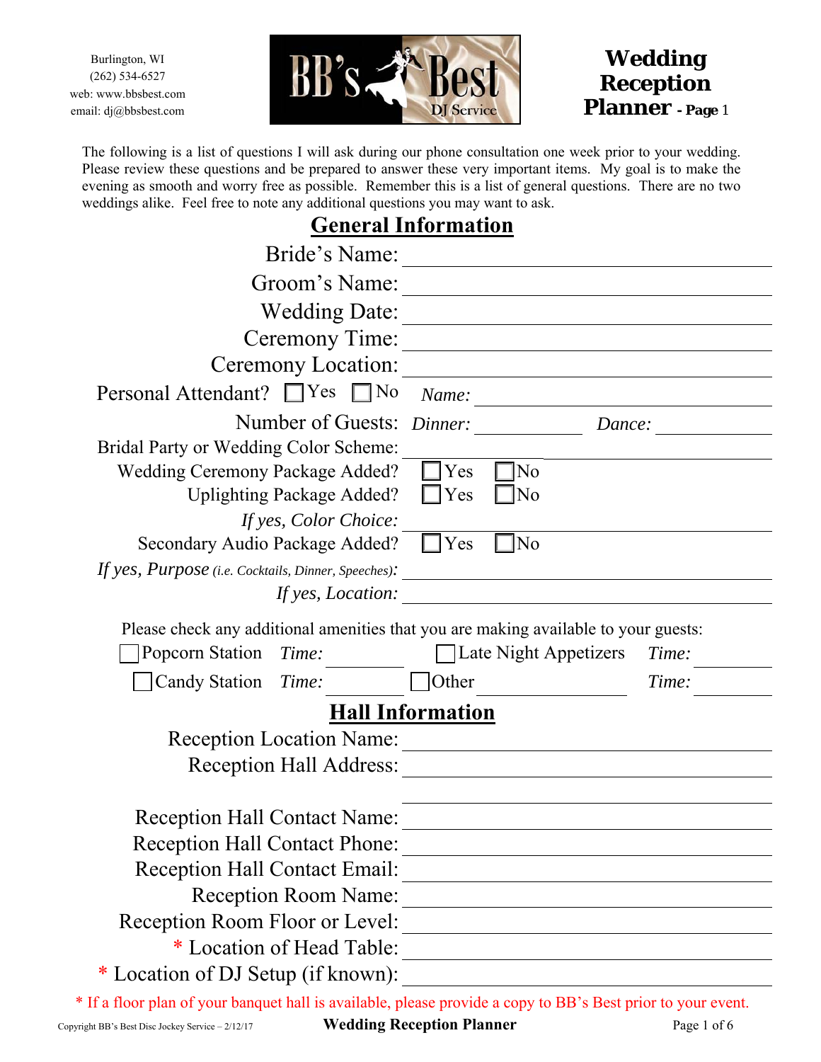Burlington, WI
(262) 534-6527
web: www.bbsbest.com
email: dj@bbsbest.com

# Wedding Reception Planner - Page 1

The following is a list of questions I will ask during our phone consultation one week prior to your wedding. Please review these questions and be prepared to answer these very important items. My goal is to make the evening as smooth and worry free as possible. Remember this is a list of general questions. There are no two weddings alike. Feel free to note any additional questions you may want to ask.

## General Information

Bride's Name: ______________________

Groom's Name: ______________________

Wedding Date: ______________________

Ceremony Time: ______________________

Ceremony Location: ______________________

Personal Attendant? ☐ Yes ☐ No *Name:* ______________________

Number of Guests: *Dinner:* __________ *Dance:* __________

Bridal Party or Wedding Color Scheme: ______________________

Wedding Ceremony Package Added? ☐ Yes ☐ No

Uplighting Package Added? ☐ Yes ☐ No

*If yes, Color Choice:* ______________________

Secondary Audio Package Added? ☐ Yes ☐ No

*If yes, Purpose (i.e. Cocktails, Dinner, Speeches):* ______________________

*If yes, Location:* ______________________

Please check any additional amenities that you are making available to your guests:

☐ Popcorn Station *Time:* __________ ☐ Late Night Appetizers *Time:* __________

☐ Candy Station *Time:* __________ ☐ Other __________ *Time:* __________

## Hall Information

Reception Location Name: ______________________

Reception Hall Address: ______________________

______________________

Reception Hall Contact Name: ______________________

Reception Hall Contact Phone: ______________________

Reception Hall Contact Email: ______________________

Reception Room Name: ______________________

Reception Room Floor or Level: ______________________

* Location of Head Table: ______________________

* Location of DJ Setup (if known): ______________________

* If a floor plan of your banquet hall is available, please provide a copy to BB's Best prior to your event.

Copyright BB's Best Disc Jockey Service – 2/12/17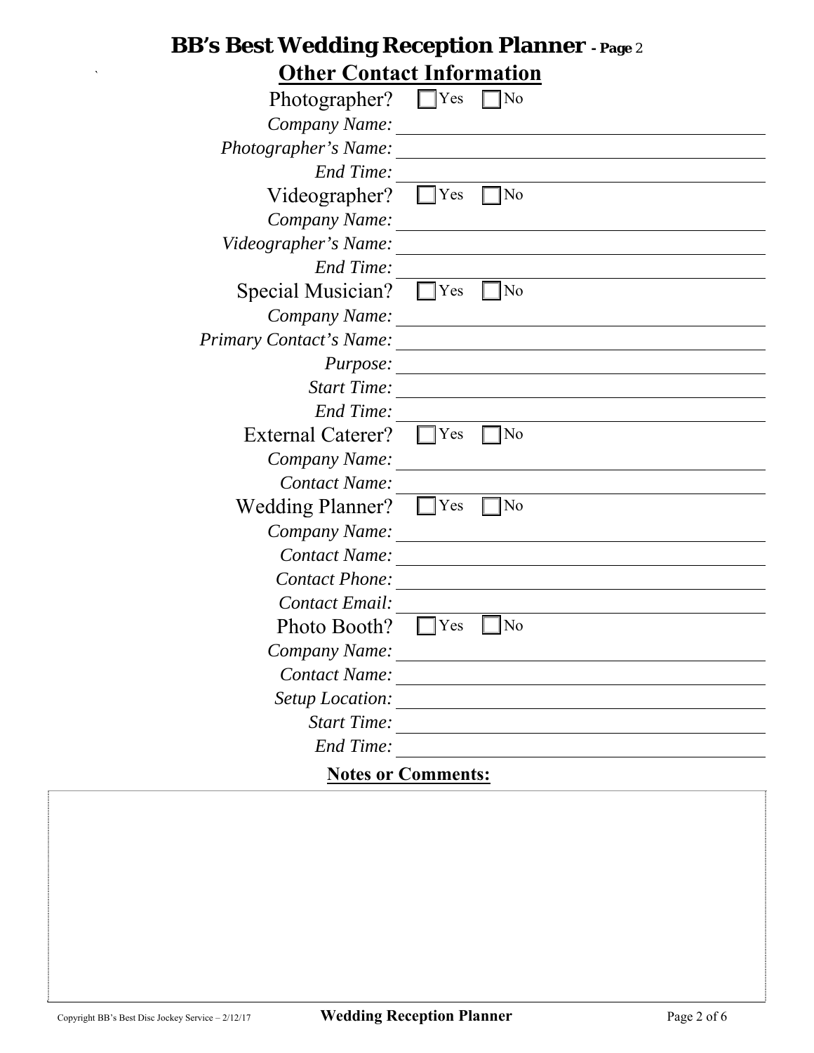# BB's Best Wedding Reception Planner - Page 2

## Other Contact Information

Photographer? ☐ Yes ☐ No

*Company Name:* \_\_\_\_\_\_\_\_\_\_\_\_\_\_\_\_\_\_\_\_

*Photographer's Name:* \_\_\_\_\_\_\_\_\_\_\_\_\_\_\_\_\_\_\_\_

*End Time:* \_\_\_\_\_\_\_\_\_\_\_\_\_\_\_\_\_\_\_\_

Videographer? ☐ Yes ☐ No

*Company Name:* \_\_\_\_\_\_\_\_\_\_\_\_\_\_\_\_\_\_\_\_

*Videographer's Name:* \_\_\_\_\_\_\_\_\_\_\_\_\_\_\_\_\_\_\_\_

*End Time:* \_\_\_\_\_\_\_\_\_\_\_\_\_\_\_\_\_\_\_\_

Special Musician? ☐ Yes ☐ No

*Company Name:* \_\_\_\_\_\_\_\_\_\_\_\_\_\_\_\_\_\_\_\_

*Primary Contact's Name:* \_\_\_\_\_\_\_\_\_\_\_\_\_\_\_\_\_\_\_\_

*Purpose:* \_\_\_\_\_\_\_\_\_\_\_\_\_\_\_\_\_\_\_\_

*Start Time:* \_\_\_\_\_\_\_\_\_\_\_\_\_\_\_\_\_\_\_\_

*End Time:* \_\_\_\_\_\_\_\_\_\_\_\_\_\_\_\_\_\_\_\_

External Caterer? ☐ Yes ☐ No

*Company Name:* \_\_\_\_\_\_\_\_\_\_\_\_\_\_\_\_\_\_\_\_

*Contact Name:* \_\_\_\_\_\_\_\_\_\_\_\_\_\_\_\_\_\_\_\_

Wedding Planner? ☐ Yes ☐ No

*Company Name:* \_\_\_\_\_\_\_\_\_\_\_\_\_\_\_\_\_\_\_\_

*Contact Name:* \_\_\_\_\_\_\_\_\_\_\_\_\_\_\_\_\_\_\_\_

*Contact Phone:* \_\_\_\_\_\_\_\_\_\_\_\_\_\_\_\_\_\_\_\_

*Contact Email:* \_\_\_\_\_\_\_\_\_\_\_\_\_\_\_\_\_\_\_\_

Photo Booth? ☐ Yes ☐ No

*Company Name:* \_\_\_\_\_\_\_\_\_\_\_\_\_\_\_\_\_\_\_\_

*Contact Name:* \_\_\_\_\_\_\_\_\_\_\_\_\_\_\_\_\_\_\_\_

*Setup Location:* \_\_\_\_\_\_\_\_\_\_\_\_\_\_\_\_\_\_\_\_

*Start Time:* \_\_\_\_\_\_\_\_\_\_\_\_\_\_\_\_\_\_\_\_

*End Time:* \_\_\_\_\_\_\_\_\_\_\_\_\_\_\_\_\_\_\_\_

**Notes or Comments:**

Copyright BB's Best Disc Jockey Service – 2/12/17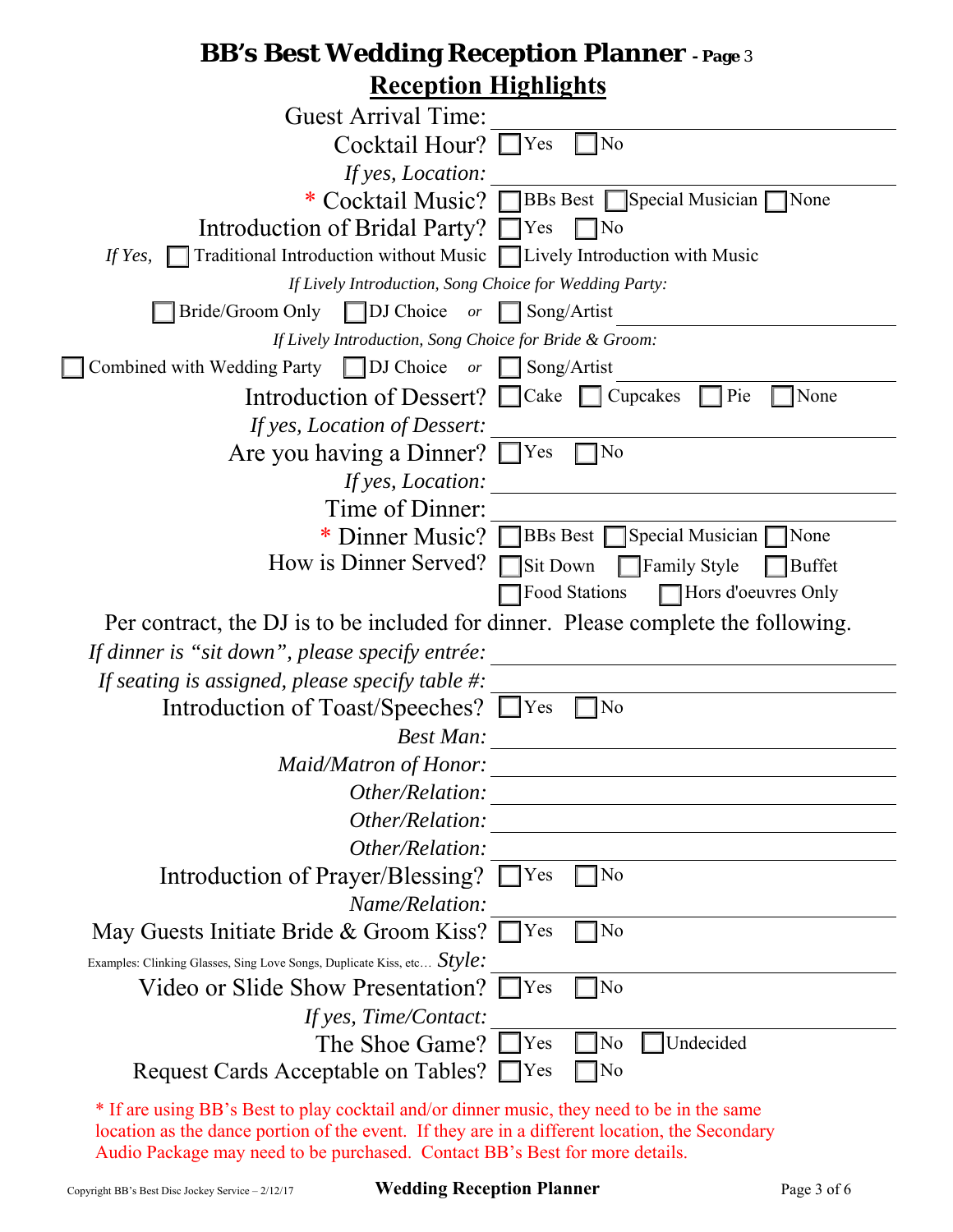# BB's Best Wedding Reception Planner - Page 3

## Reception Highlights

Guest Arrival Time: ____________________

Cocktail Hour? ☐ Yes ☐ No

*If yes, Location:* ____________________

\* Cocktail Music? ☐ BBs Best ☐ Special Musician ☐ None

Introduction of Bridal Party? ☐ Yes ☐ No

*If Yes,* ☐ Traditional Introduction without Music ☐ Lively Introduction with Music

*If Lively Introduction, Song Choice for Wedding Party:*

☐ Bride/Groom Only ☐ DJ Choice *or* ☐ Song/Artist ____________________

*If Lively Introduction, Song Choice for Bride & Groom:*

☐ Combined with Wedding Party ☐ DJ Choice *or* ☐ Song/Artist ____________________

Introduction of Dessert? ☐ Cake ☐ Cupcakes ☐ Pie ☐ None

*If yes, Location of Dessert:* ____________________

Are you having a Dinner? ☐ Yes ☐ No

*If yes, Location:* ____________________

Time of Dinner: ____________________

\* Dinner Music? ☐ BBs Best ☐ Special Musician ☐ None

How is Dinner Served? ☐ Sit Down ☐ Family Style ☐ Buffet ☐ Food Stations ☐ Hors d'oeuvres Only

Per contract, the DJ is to be included for dinner. Please complete the following.

*If dinner is "sit down", please specify entrée:* ____________________

*If seating is assigned, please specify table #:* ____________________

Introduction of Toast/Speeches? ☐ Yes ☐ No

*Best Man:* ____________________

*Maid/Matron of Honor:* ____________________

*Other/Relation:* ____________________

*Other/Relation:* ____________________

*Other/Relation:* ____________________

Introduction of Prayer/Blessing? ☐ Yes ☐ No

*Name/Relation:* ____________________

May Guests Initiate Bride & Groom Kiss? ☐ Yes ☐ No

Examples: Clinking Glasses, Sing Love Songs, Duplicate Kiss, etc… *Style:* ____________________

Video or Slide Show Presentation? ☐ Yes ☐ No

*If yes, Time/Contact:* ____________________

The Shoe Game? ☐ Yes ☐ No ☐ Undecided

Request Cards Acceptable on Tables? ☐ Yes ☐ No

\* If are using BB's Best to play cocktail and/or dinner music, they need to be in the same location as the dance portion of the event. If they are in a different location, the Secondary Audio Package may need to be purchased. Contact BB's Best for more details.

Copyright BB's Best Disc Jockey Service – 2/12/17 **Wedding Reception Planner**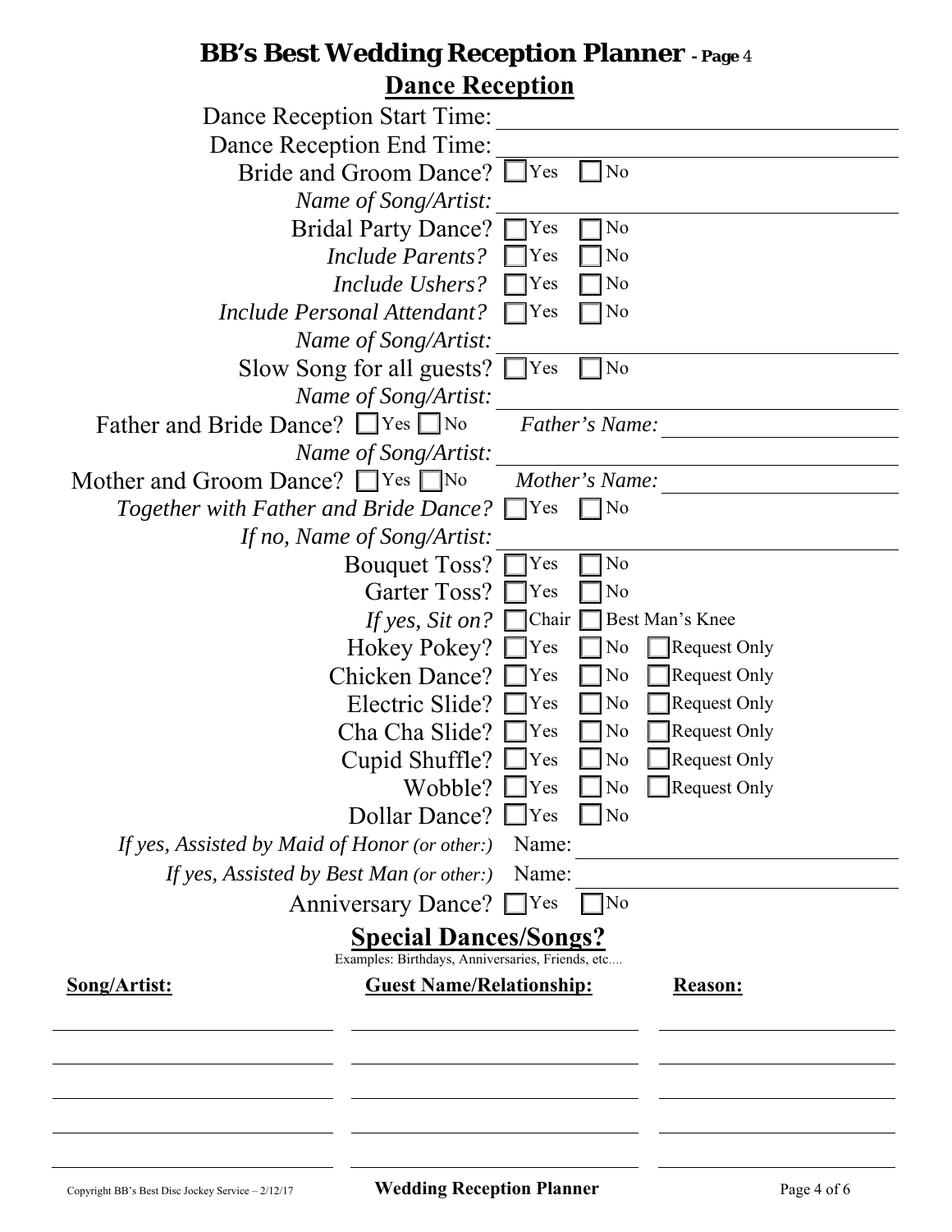# BB's Best Wedding Reception Planner - Page 4

## Dance Reception

Dance Reception Start Time: ______________________________

Dance Reception End Time: ______________________________

Bride and Groom Dance? ☐ Yes ☐ No

*Name of Song/Artist:* ______________________________

Bridal Party Dance? ☐ Yes ☐ No

*Include Parents?* ☐ Yes ☐ No

*Include Ushers?* ☐ Yes ☐ No

*Include Personal Attendant?* ☐ Yes ☐ No

*Name of Song/Artist:* ______________________________

Slow Song for all guests? ☐ Yes ☐ No

*Name of Song/Artist:* ______________________________

Father and Bride Dance? ☐ Yes ☐ No *Father's Name:* ______________

*Name of Song/Artist:* ______________________________

Mother and Groom Dance? ☐ Yes ☐ No *Mother's Name:* ______________

*Together with Father and Bride Dance?* ☐ Yes ☐ No

*If no, Name of Song/Artist:* ______________________________

Bouquet Toss? ☐ Yes ☐ No

Garter Toss? ☐ Yes ☐ No

*If yes, Sit on?* ☐ Chair ☐ Best Man's Knee

Hokey Pokey? ☐ Yes ☐ No ☐ Request Only

Chicken Dance? ☐ Yes ☐ No ☐ Request Only

Electric Slide? ☐ Yes ☐ No ☐ Request Only

Cha Cha Slide? ☐ Yes ☐ No ☐ Request Only

Cupid Shuffle? ☐ Yes ☐ No ☐ Request Only

Wobble? ☐ Yes ☐ No ☐ Request Only

Dollar Dance? ☐ Yes ☐ No

*If yes, Assisted by Maid of Honor (or other:)* Name: ______________________________

*If yes, Assisted by Best Man (or other:)* Name: ______________________________

Anniversary Dance? ☐ Yes ☐ No

## Special Dances/Songs?

Examples: Birthdays, Anniversaries, Friends, etc....

| **Song/Artist:** | **Guest Name/Relationship:** | **Reason:** |
|---|---|---|
| | | |
| | | |
| | | |
| | | |
| | | |

Copyright BB's Best Disc Jockey Service – 2/12/17 **Wedding Reception Planner**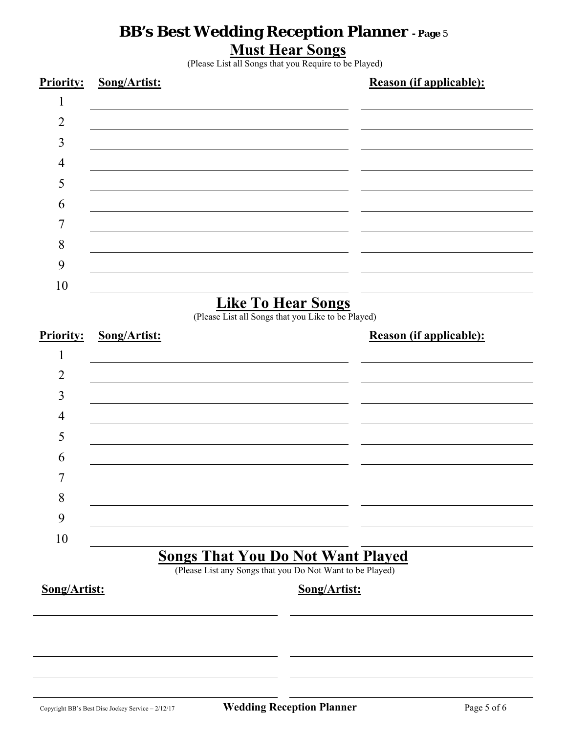# BB's Best Wedding Reception Planner - Page 5

## Must Hear Songs

(Please List all Songs that you Require to be Played)

| Priority: | Song/Artist: | Reason (if applicable): |
|---|---|---|
| 1 | | |
| 2 | | |
| 3 | | |
| 4 | | |
| 5 | | |
| 6 | | |
| 7 | | |
| 8 | | |
| 9 | | |
| 10 | | |

## Like To Hear Songs

(Please List all Songs that you Like to be Played)

| Priority: | Song/Artist: | Reason (if applicable): |
|---|---|---|
| 1 | | |
| 2 | | |
| 3 | | |
| 4 | | |
| 5 | | |
| 6 | | |
| 7 | | |
| 8 | | |
| 9 | | |
| 10 | | |

## Songs That You Do Not Want Played

(Please List any Songs that you Do Not Want to be Played)

| Song/Artist: | Song/Artist: |
|---|---|
| | |
| | |
| | |
| | |
| | |

Copyright BB's Best Disc Jockey Service – 2/12/17

**Wedding Reception Planner**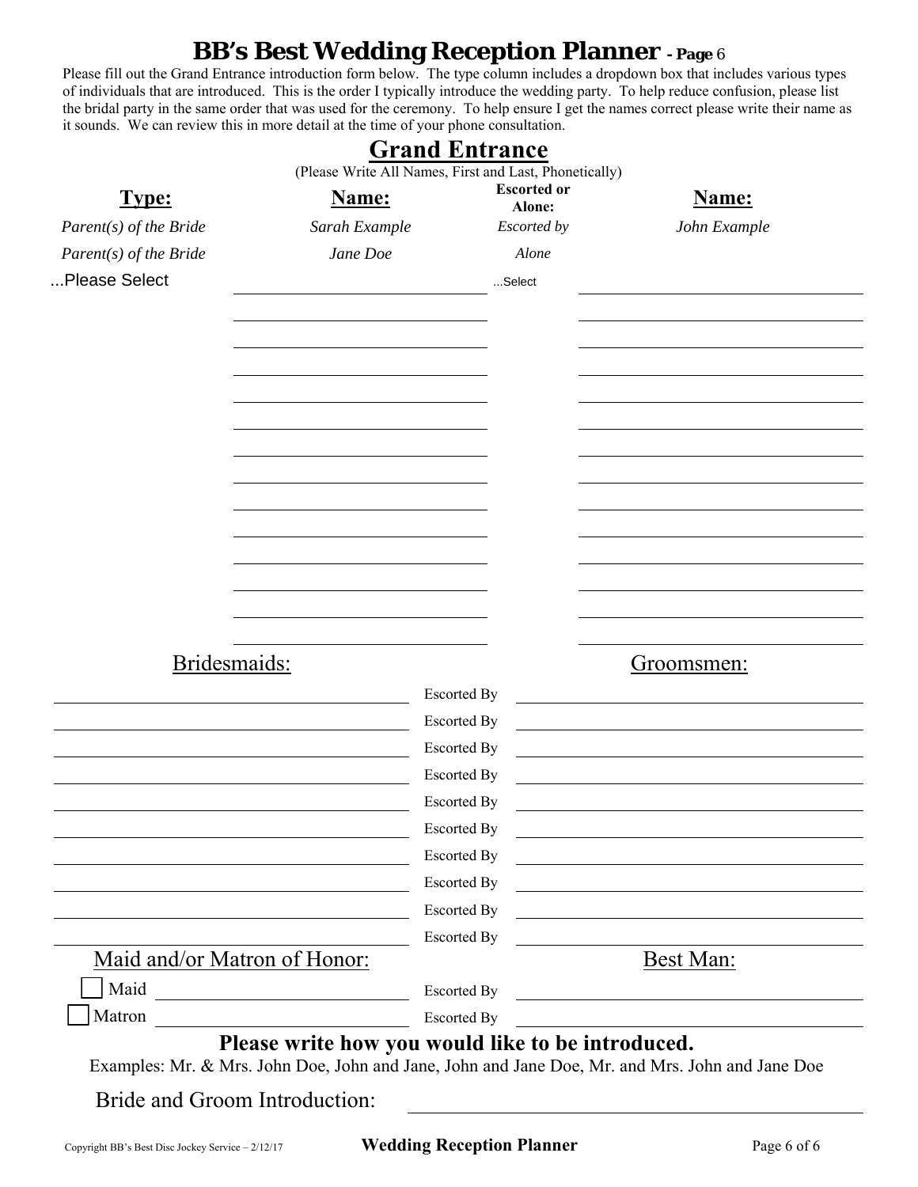# BB's Best Wedding Reception Planner - Page 6

Please fill out the Grand Entrance introduction form below. The type column includes a dropdown box that includes various types of individuals that are introduced. This is the order I typically introduce the wedding party. To help reduce confusion, please list the bridal party in the same order that was used for the ceremony. To help ensure I get the names correct please write their name as it sounds. We can review this in more detail at the time of your phone consultation.

## Grand Entrance

(Please Write All Names, First and Last, Phonetically)

| Type: | Name: | Escorted or Alone: | Name: |
|---|---|---|---|
| *Parent(s) of the Bride* | *Sarah Example* | *Escorted by* | *John Example* |
| *Parent(s) of the Bride* | *Jane Doe* | *Alone* | |
| ...Please Select | | ...Select | |
| | | | |
| | | | |
| | | | |
| | | | |
| | | | |
| | | | |
| | | | |
| | | | |
| | | | |
| | | | |
| | | | |
| | | | |
| | | | |

| Bridesmaids: | | Groomsmen: |
|---|---|---|
| | Escorted By | |
| | Escorted By | |
| | Escorted By | |
| | Escorted By | |
| | Escorted By | |
| | Escorted By | |
| | Escorted By | |
| | Escorted By | |
| | Escorted By | |
| | Escorted By | |

| Maid and/or Matron of Honor: | | Best Man: |
|---|---|---|
| ☐ Maid | Escorted By | |
| ☐ Matron | Escorted By | |

**Please write how you would like to be introduced.**

Examples: Mr. & Mrs. John Doe, John and Jane, John and Jane Doe, Mr. and Mrs. John and Jane Doe

Bride and Groom Introduction: ______________________________

Copyright BB's Best Disc Jockey Service – 2/12/17 **Wedding Reception Planner**